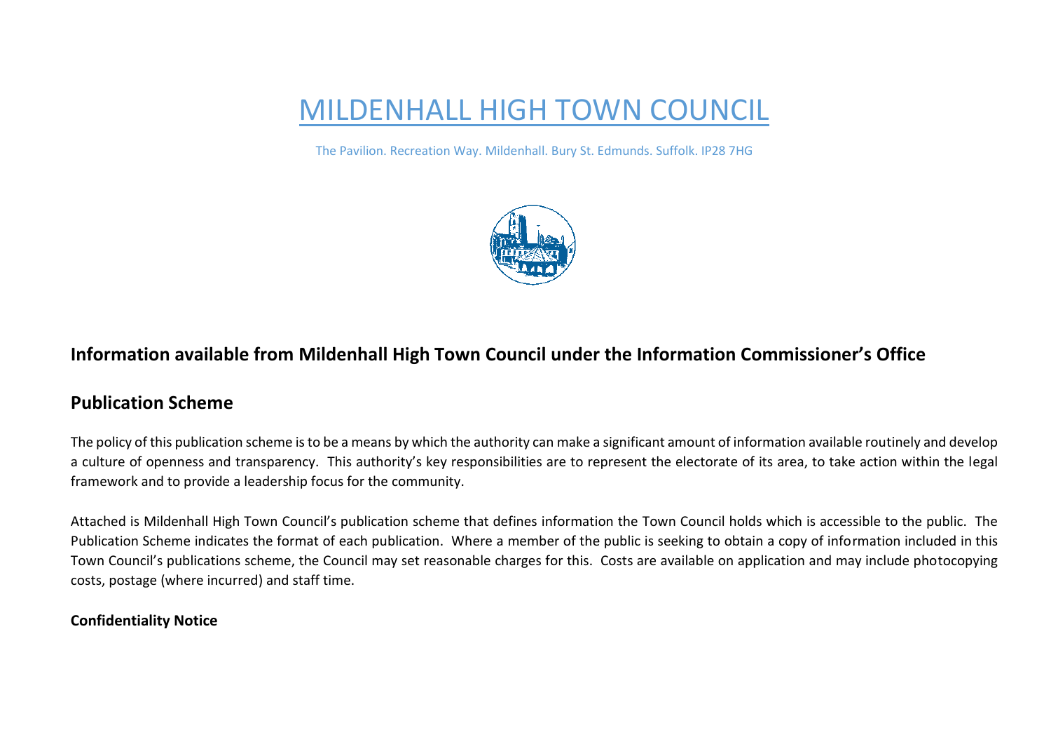# MILDENHALL HIGH TOWN COUNCIL

The Pavilion. Recreation Way. Mildenhall. Bury St. Edmunds. Suffolk. IP28 7HG

## Information available from Mildenhall High Town Council under the Information Commissioner's Office

## Publication Scheme

The policy of this publication scheme is to be a means by which the authority can make a significant amount of information available routinely and develop a culture of openness and transparency. This authority's key responsibilities are to represent the electorate of its area, to take action within the legal framework and to provide a leadership focus for the community.

Attached is Mildenhall High Town Council's publication scheme that defines information the Town Council holds which is accessible to the public. The Publication Scheme indicates the format of each publication. Where a member of the public is seeking to obtain a copy of information included in this Town Council's publications scheme, the Council may set reasonable charges for this. Costs are available on application and may include photocopying costs, postage (where incurred) and staff time.

**Confidentiality Notice**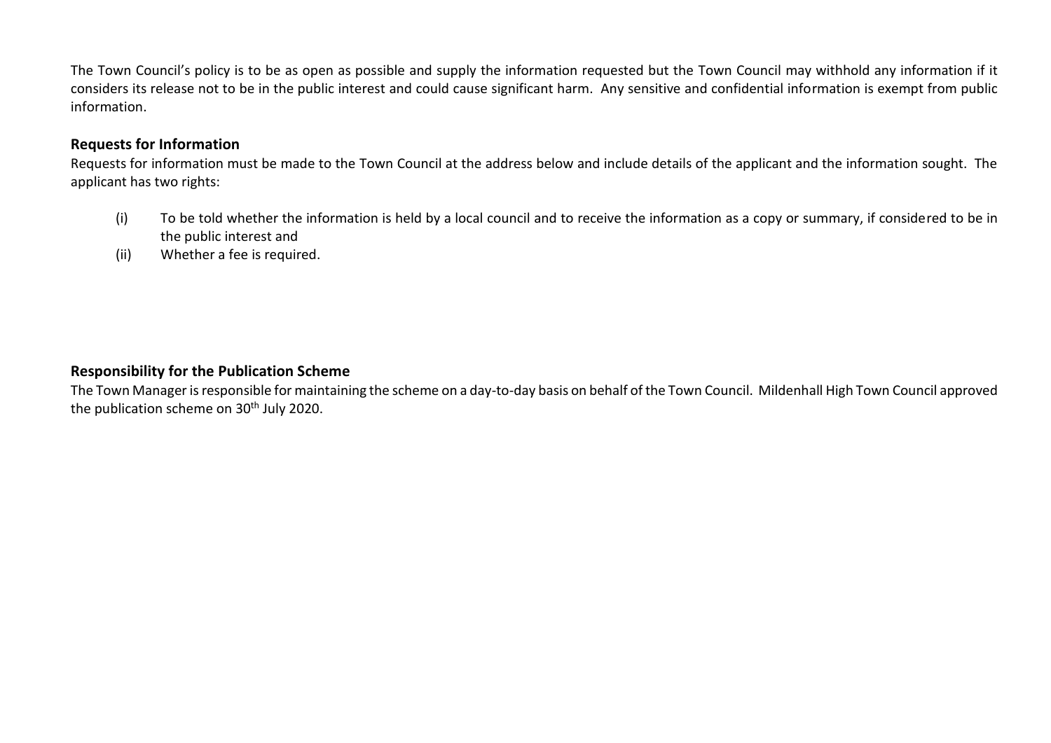The Town Council's policy is to be as open as possible and supply the information requested but the Town Council may withhold any information if it considers its release not to be in the public interest and could cause significant harm. Any sensitive and confidential information is exempt from public information.

## Requests for Information

Requests for information must be made to the Town Council at the address below and include details of the applicant and the information sought. The applicant has two rights:

(i) To be told whether the information is held by a local council and to receive the information as a copy or summary, if considered to be in the public interest and

(ii) Whether a fee is required.

## Responsibility for the Publication Scheme

The Town Manager is responsible for maintaining the scheme on a day-to-day basis on behalf of the Town Council. Mildenhall High Town Council approved the publication scheme on 30th July 2020.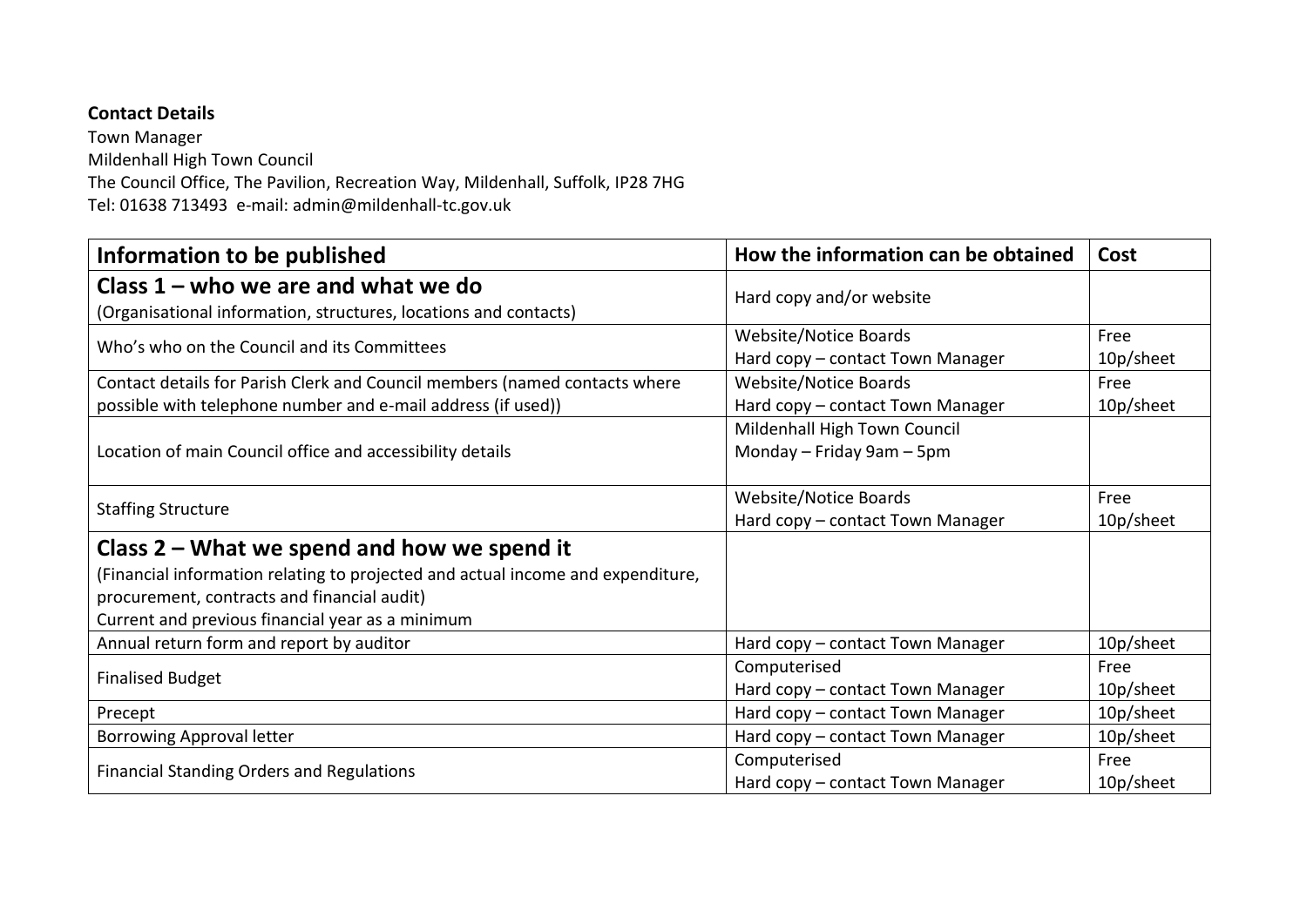**Contact Details**
Town Manager
Mildenhall High Town Council
The Council Office, The Pavilion, Recreation Way, Mildenhall, Suffolk, IP28 7HG
Tel: 01638 713493 e-mail: admin@mildenhall-tc.gov.uk

| Information to be published | How the information can be obtained | Cost |
|---|---|---|
| **Class 1 – who we are and what we do**<br>(Organisational information, structures, locations and contacts) | Hard copy and/or website | |
| Who's who on the Council and its Committees | Website/Notice Boards<br>Hard copy – contact Town Manager | Free<br>10p/sheet |
| Contact details for Parish Clerk and Council members (named contacts where possible with telephone number and e-mail address (if used)) | Website/Notice Boards<br>Hard copy – contact Town Manager | Free<br>10p/sheet |
| Location of main Council office and accessibility details | Mildenhall High Town Council<br>Monday – Friday 9am – 5pm | |
| Staffing Structure | Website/Notice Boards<br>Hard copy – contact Town Manager | Free<br>10p/sheet |
| **Class 2 – What we spend and how we spend it**<br>(Financial information relating to projected and actual income and expenditure, procurement, contracts and financial audit)<br>Current and previous financial year as a minimum | | |
| Annual return form and report by auditor | Hard copy – contact Town Manager | 10p/sheet |
| Finalised Budget | Computerised<br>Hard copy – contact Town Manager | Free<br>10p/sheet |
| Precept | Hard copy – contact Town Manager | 10p/sheet |
| Borrowing Approval letter | Hard copy – contact Town Manager | 10p/sheet |
| Financial Standing Orders and Regulations | Computerised<br>Hard copy – contact Town Manager | Free<br>10p/sheet |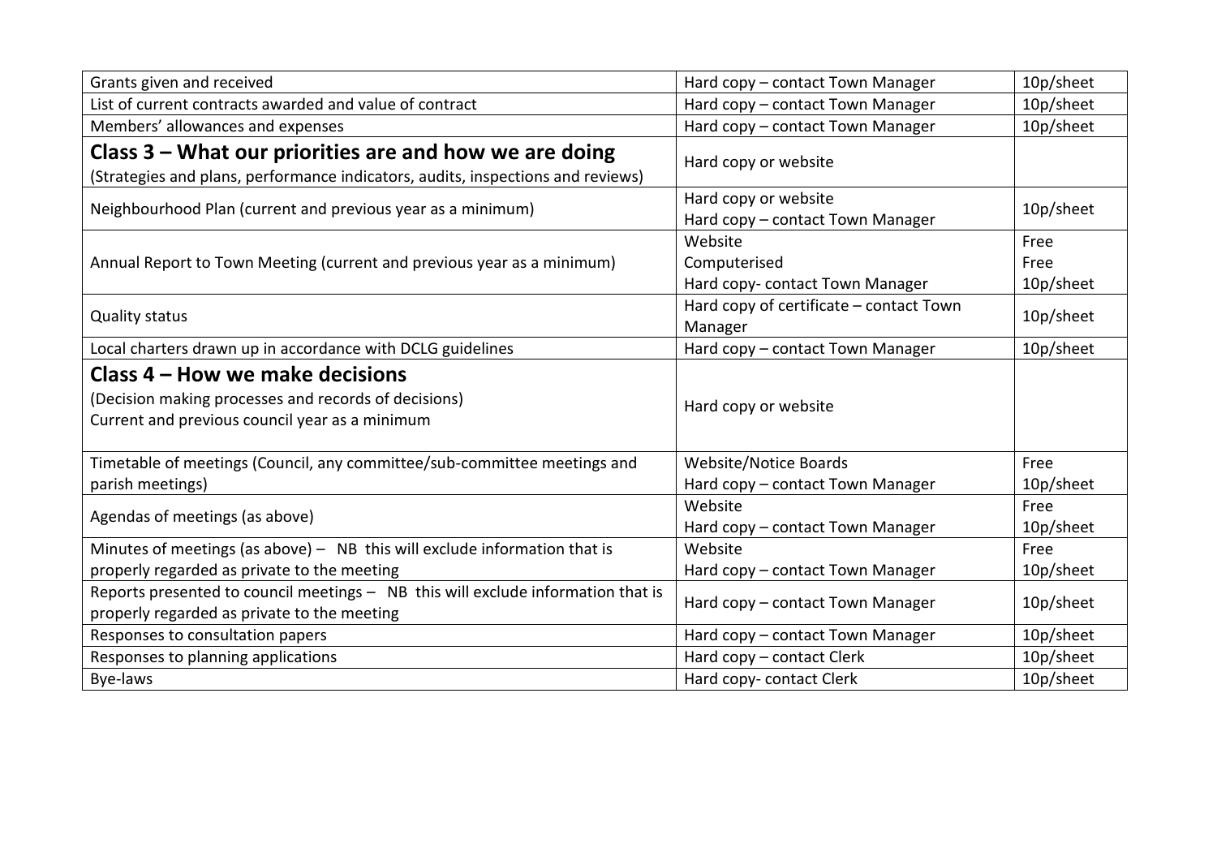| Grants given and received | Hard copy – contact Town Manager | 10p/sheet |
|---|---|---|
| List of current contracts awarded and value of contract | Hard copy – contact Town Manager | 10p/sheet |
| Members' allowances and expenses | Hard copy – contact Town Manager | 10p/sheet |
| **Class 3 – What our priorities are and how we are doing**<br>(Strategies and plans, performance indicators, audits, inspections and reviews) | Hard copy or website | |
| Neighbourhood Plan (current and previous year as a minimum) | Hard copy or website<br>Hard copy – contact Town Manager | 10p/sheet |
| Annual Report to Town Meeting (current and previous year as a minimum) | Website<br>Computerised<br>Hard copy- contact Town Manager | Free<br>Free<br>10p/sheet |
| Quality status | Hard copy of certificate – contact Town Manager | 10p/sheet |
| Local charters drawn up in accordance with DCLG guidelines | Hard copy – contact Town Manager | 10p/sheet |
| **Class 4 – How we make decisions**<br>(Decision making processes and records of decisions)<br>Current and previous council year as a minimum | Hard copy or website | |
| Timetable of meetings (Council, any committee/sub-committee meetings and parish meetings) | Website/Notice Boards<br>Hard copy – contact Town Manager | Free<br>10p/sheet |
| Agendas of meetings (as above) | Website<br>Hard copy – contact Town Manager | Free<br>10p/sheet |
| Minutes of meetings (as above) – NB this will exclude information that is properly regarded as private to the meeting | Website<br>Hard copy – contact Town Manager | Free<br>10p/sheet |
| Reports presented to council meetings – NB this will exclude information that is properly regarded as private to the meeting | Hard copy – contact Town Manager | 10p/sheet |
| Responses to consultation papers | Hard copy – contact Town Manager | 10p/sheet |
| Responses to planning applications | Hard copy – contact Clerk | 10p/sheet |
| Bye-laws | Hard copy- contact Clerk | 10p/sheet |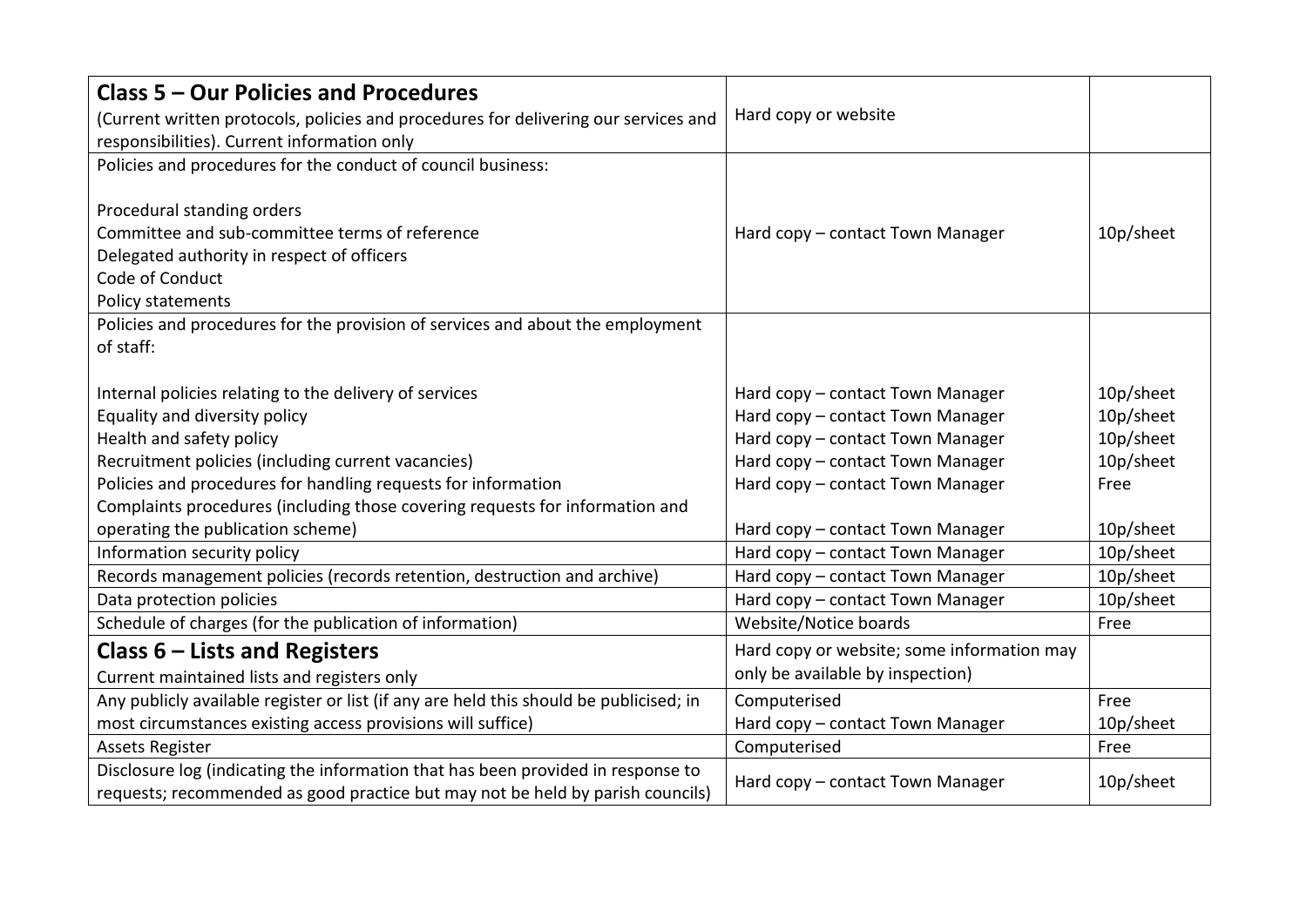| **Class 5 – Our Policies and Procedures**<br>(Current written protocols, policies and procedures for delivering our services and responsibilities). Current information only | Hard copy or website | |
|---|---|---|
| Policies and procedures for the conduct of council business:<br><br>Procedural standing orders<br>Committee and sub-committee terms of reference<br>Delegated authority in respect of officers<br>Code of Conduct<br>Policy statements | Hard copy – contact Town Manager | 10p/sheet |
| Policies and procedures for the provision of services and about the employment of staff:<br><br>Internal policies relating to the delivery of services<br>Equality and diversity policy<br>Health and safety policy<br>Recruitment policies (including current vacancies)<br>Policies and procedures for handling requests for information<br>Complaints procedures (including those covering requests for information and operating the publication scheme) | <br><br><br>Hard copy – contact Town Manager<br>Hard copy – contact Town Manager<br>Hard copy – contact Town Manager<br>Hard copy – contact Town Manager<br>Hard copy – contact Town Manager<br><br>Hard copy – contact Town Manager | <br><br><br>10p/sheet<br>10p/sheet<br>10p/sheet<br>10p/sheet<br>Free<br><br>10p/sheet |
| Information security policy | Hard copy – contact Town Manager | 10p/sheet |
| Records management policies (records retention, destruction and archive) | Hard copy – contact Town Manager | 10p/sheet |
| Data protection policies | Hard copy – contact Town Manager | 10p/sheet |
| Schedule of charges (for the publication of information) | Website/Notice boards | Free |
| **Class 6 – Lists and Registers**<br>Current maintained lists and registers only | Hard copy or website; some information may only be available by inspection) | |
| Any publicly available register or list (if any are held this should be publicised; in most circumstances existing access provisions will suffice) | Computerised<br>Hard copy – contact Town Manager | Free<br>10p/sheet |
| Assets Register | Computerised | Free |
| Disclosure log (indicating the information that has been provided in response to requests; recommended as good practice but may not be held by parish councils) | Hard copy – contact Town Manager | 10p/sheet |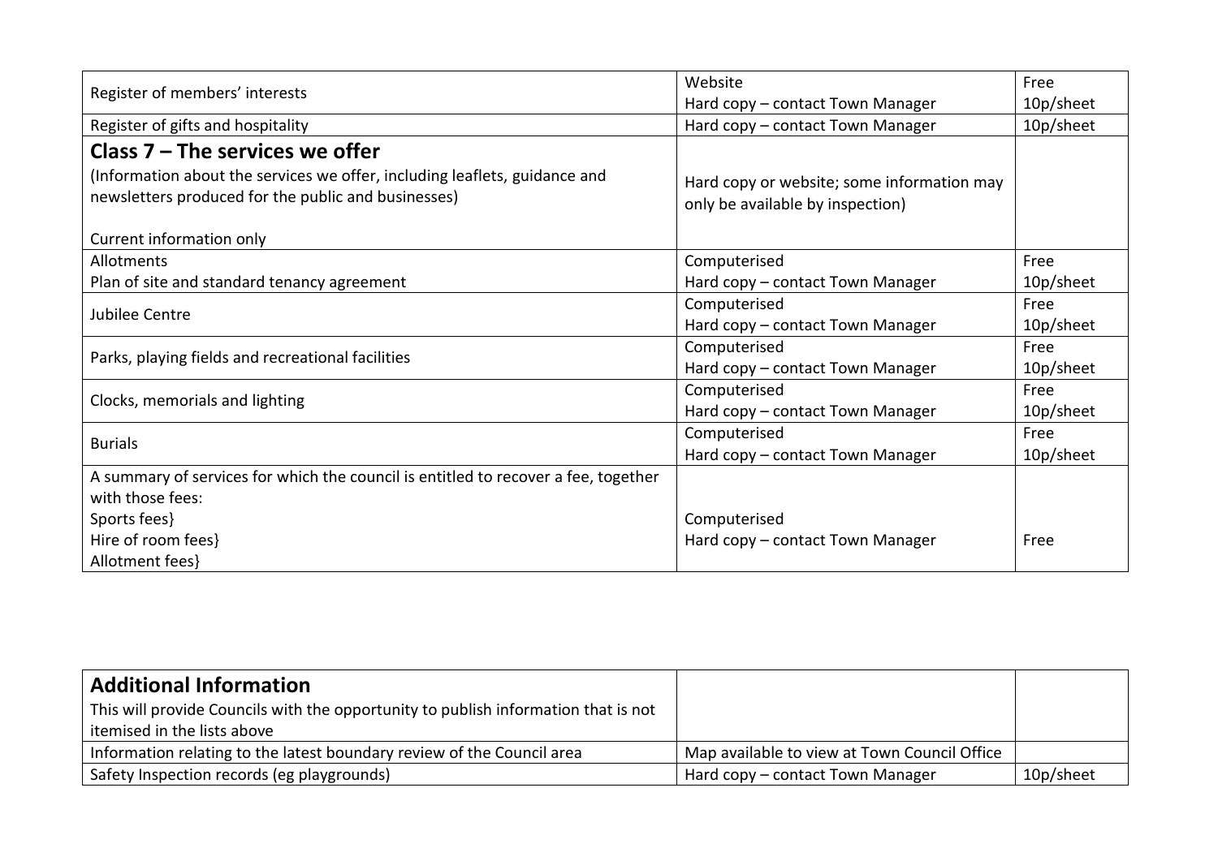| | | |
|---|---|---|
| Register of members' interests | Website<br>Hard copy – contact Town Manager | Free<br>10p/sheet |
| Register of gifts and hospitality | Hard copy – contact Town Manager | 10p/sheet |
| **Class 7 – The services we offer**<br>(Information about the services we offer, including leaflets, guidance and newsletters produced for the public and businesses)<br><br>Current information only | Hard copy or website; some information may only be available by inspection) | |
| Allotments<br>Plan of site and standard tenancy agreement | Computerised<br>Hard copy – contact Town Manager | Free<br>10p/sheet |
| Jubilee Centre | Computerised<br>Hard copy – contact Town Manager | Free<br>10p/sheet |
| Parks, playing fields and recreational facilities | Computerised<br>Hard copy – contact Town Manager | Free<br>10p/sheet |
| Clocks, memorials and lighting | Computerised<br>Hard copy – contact Town Manager | Free<br>10p/sheet |
| Burials | Computerised<br>Hard copy – contact Town Manager | Free<br>10p/sheet |
| A summary of services for which the council is entitled to recover a fee, together with those fees:<br>Sports fees}<br>Hire of room fees}<br>Allotment fees} | Computerised<br>Hard copy – contact Town Manager | Free |

| | | |
|---|---|---|
| **Additional Information**<br>This will provide Councils with the opportunity to publish information that is not itemised in the lists above | | |
| Information relating to the latest boundary review of the Council area | Map available to view at Town Council Office | |
| Safety Inspection records (eg playgrounds) | Hard copy – contact Town Manager | 10p/sheet |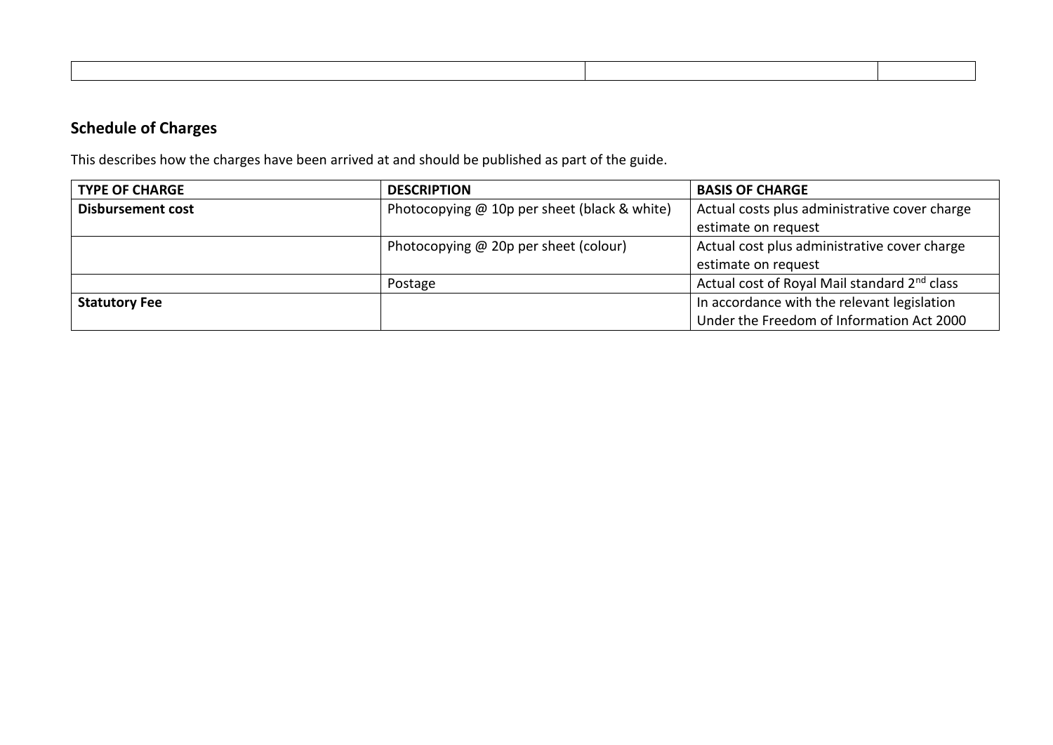## Schedule of Charges

This describes how the charges have been arrived at and should be published as part of the guide.

| TYPE OF CHARGE | DESCRIPTION | BASIS OF CHARGE |
|---|---|---|
| **Disbursement cost** | Photocopying @ 10p per sheet (black & white) | Actual costs plus administrative cover charge estimate on request |
| | Photocopying @ 20p per sheet (colour) | Actual cost plus administrative cover charge estimate on request |
| | Postage | Actual cost of Royal Mail standard 2nd class |
| **Statutory Fee** | | In accordance with the relevant legislation Under the Freedom of Information Act 2000 |